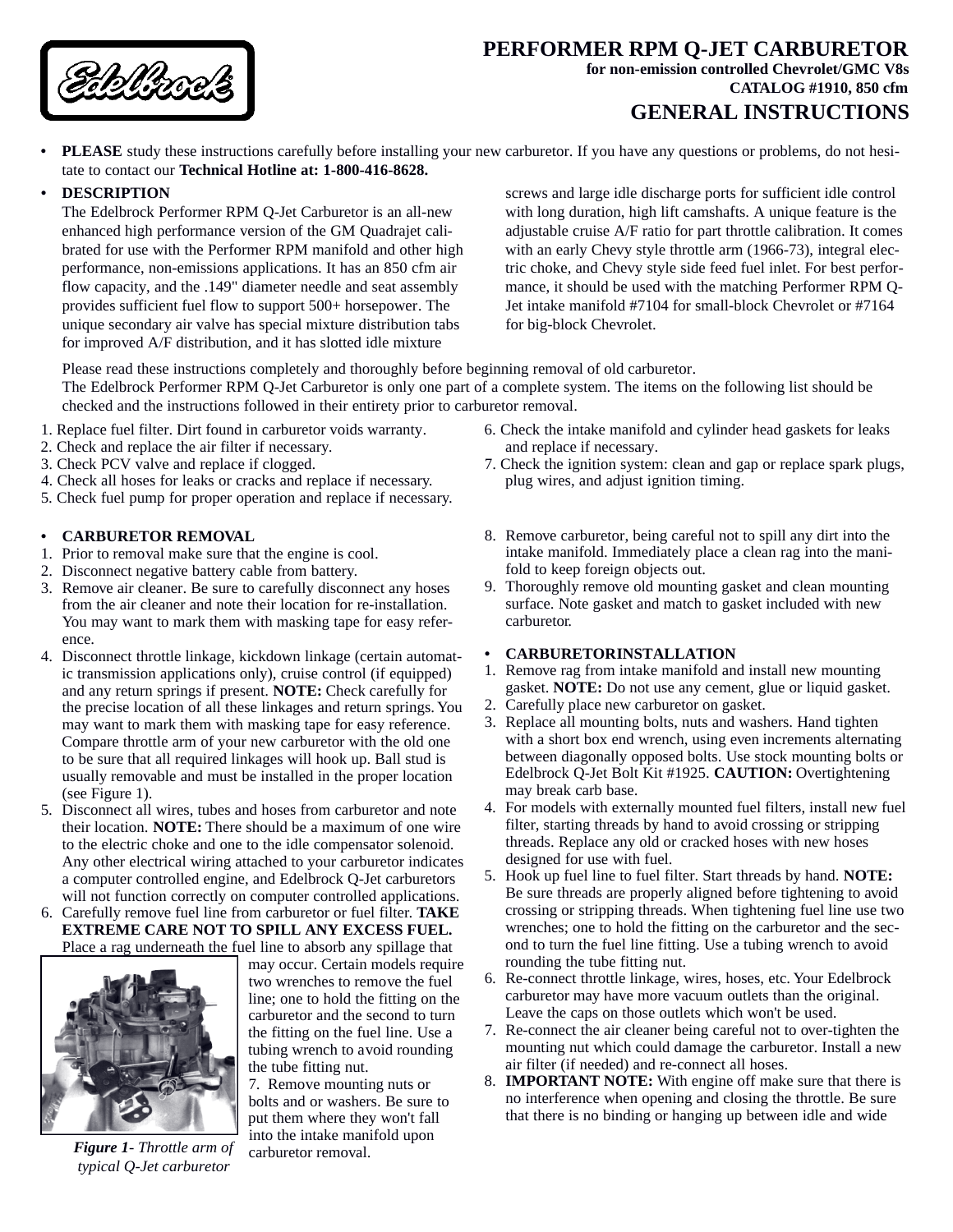# PERFORMER RPM Q-JET CARBURETOR

**for non-emission controlled Chevrolet/GMC V8s**

**CATALOG #1910, 850 cfm**

## GENERAL INSTRUCTIONS

- **PLEASE** study these instructions carefully before installing your new carburetor. If you have any questions or problems, do not hesitate to contact our **Technical Hotline at: 1-800-416-8628.**

- **DESCRIPTION**

  The Edelbrock Performer RPM Q-Jet Carburetor is an all-new enhanced high performance version of the GM Quadrajet calibrated for use with the Performer RPM manifold and other high performance, non-emissions applications. It has an 850 cfm air flow capacity, and the .149" diameter needle and seat assembly provides sufficient fuel flow to support 500+ horsepower. The unique secondary air valve has special mixture distribution tabs for improved A/F distribution, and it has slotted idle mixture screws and large idle discharge ports for sufficient idle control with long duration, high lift camshafts. A unique feature is the adjustable cruise A/F ratio for part throttle calibration. It comes with an early Chevy style throttle arm (1966-73), integral electric choke, and Chevy style side feed fuel inlet. For best performance, it should be used with the matching Performer RPM Q-Jet intake manifold #7104 for small-block Chevrolet or #7164 for big-block Chevrolet.

Please read these instructions completely and thoroughly before beginning removal of old carburetor.
The Edelbrock Performer RPM Q-Jet Carburetor is only one part of a complete system. The items on the following list should be checked and the instructions followed in their entirety prior to carburetor removal.

1. Replace fuel filter. Dirt found in carburetor voids warranty.
2. Check and replace the air filter if necessary.
3. Check PCV valve and replace if clogged.
4. Check all hoses for leaks or cracks and replace if necessary.
5. Check fuel pump for proper operation and replace if necessary.
6. Check the intake manifold and cylinder head gaskets for leaks and replace if necessary.
7. Check the ignition system: clean and gap or replace spark plugs, plug wires, and adjust ignition timing.

- **CARBURETOR REMOVAL**

1. Prior to removal make sure that the engine is cool.
2. Disconnect negative battery cable from battery.
3. Remove air cleaner. Be sure to carefully disconnect any hoses from the air cleaner and note their location for re-installation. You may want to mark them with masking tape for easy reference.
4. Disconnect throttle linkage, kickdown linkage (certain automatic transmission applications only), cruise control (if equipped) and any return springs if present. **NOTE:** Check carefully for the precise location of all these linkages and return springs. You may want to mark them with masking tape for easy reference. Compare throttle arm of your new carburetor with the old one to be sure that all required linkages will hook up. Ball stud is usually removable and must be installed in the proper location (see Figure 1).
5. Disconnect all wires, tubes and hoses from carburetor and note their location. **NOTE:** There should be a maximum of one wire to the electric choke and one to the idle compensator solenoid. Any other electrical wiring attached to your carburetor indicates a computer controlled engine, and Edelbrock Q-Jet carburetors will not function correctly on computer controlled applications.
6. Carefully remove fuel line from carburetor or fuel filter. **TAKE EXTREME CARE NOT TO SPILL ANY EXCESS FUEL.** Place a rag underneath the fuel line to absorb any spillage that may occur. Certain models require two wrenches to remove the fuel line; one to hold the fitting on the carburetor and the second to turn the fitting on the fuel line. Use a tubing wrench to avoid rounding the tube fitting nut.
7. Remove mounting nuts or bolts and or washers. Be sure to put them where they won't fall into the intake manifold upon carburetor removal.

***Figure 1**- Throttle arm of typical Q-Jet carburetor*

8. Remove carburetor, being careful not to spill any dirt into the intake manifold. Immediately place a clean rag into the manifold to keep foreign objects out.
9. Thoroughly remove old mounting gasket and clean mounting surface. Note gasket and match to gasket included with new carburetor.

- **CARBURETORINSTALLATION**

1. Remove rag from intake manifold and install new mounting gasket. **NOTE:** Do not use any cement, glue or liquid gasket.
2. Carefully place new carburetor on gasket.
3. Replace all mounting bolts, nuts and washers. Hand tighten with a short box end wrench, using even increments alternating between diagonally opposed bolts. Use stock mounting bolts or Edelbrock Q-Jet Bolt Kit #1925. **CAUTION:** Overtightening may break carb base.
4. For models with externally mounted fuel filters, install new fuel filter, starting threads by hand to avoid crossing or stripping threads. Replace any old or cracked hoses with new hoses designed for use with fuel.
5. Hook up fuel line to fuel filter. Start threads by hand. **NOTE:** Be sure threads are properly aligned before tightening to avoid crossing or stripping threads. When tightening fuel line use two wrenches; one to hold the fitting on the carburetor and the second to turn the fuel line fitting. Use a tubing wrench to avoid rounding the tube fitting nut.
6. Re-connect throttle linkage, wires, hoses, etc. Your Edelbrock carburetor may have more vacuum outlets than the original. Leave the caps on those outlets which won't be used.
7. Re-connect the air cleaner being careful not to over-tighten the mounting nut which could damage the carburetor. Install a new air filter (if needed) and re-connect all hoses.
8. **IMPORTANT NOTE:** With engine off make sure that there is no interference when opening and closing the throttle. Be sure that there is no binding or hanging up between idle and wide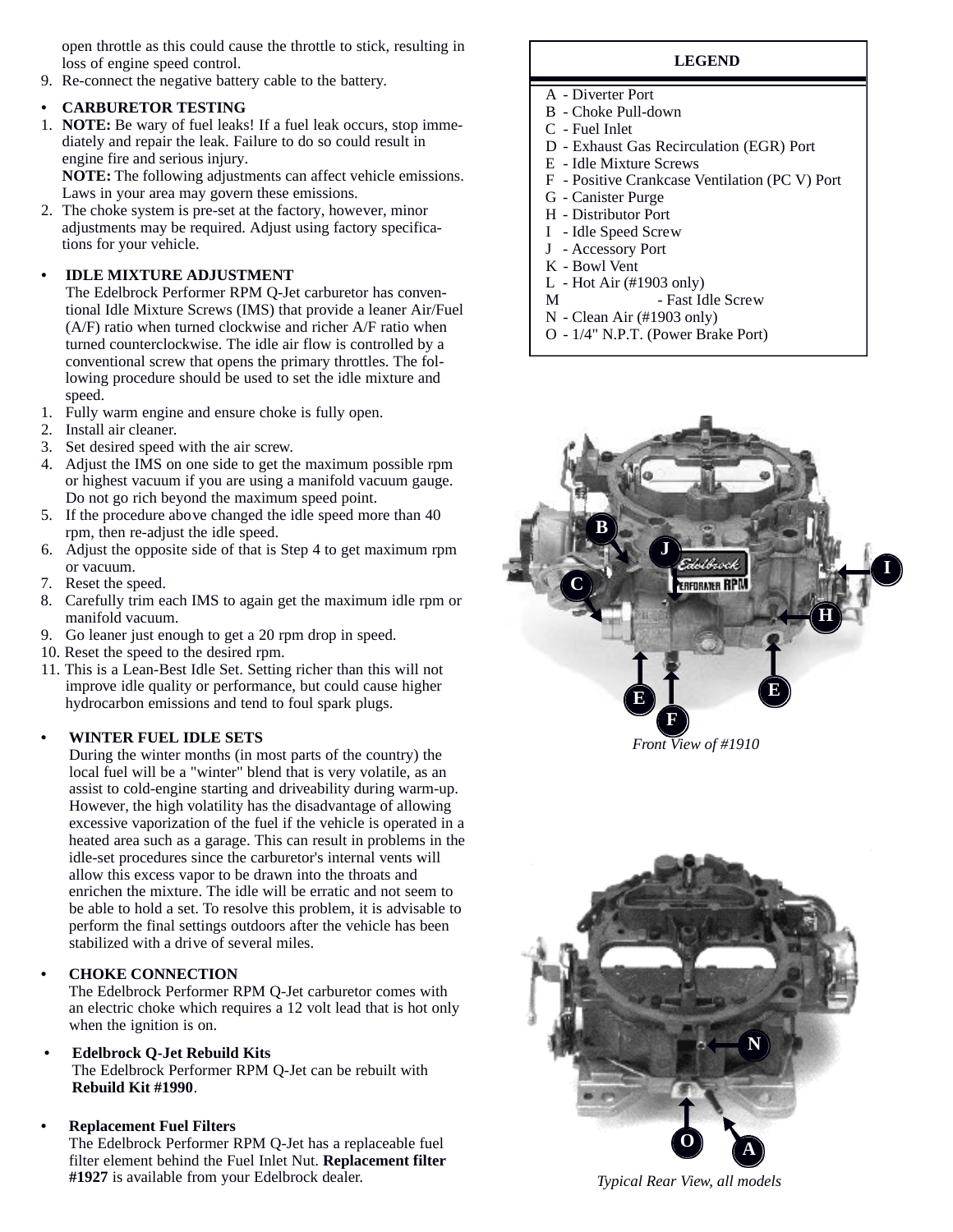open throttle as this could cause the throttle to stick, resulting in loss of engine speed control.

9. Re-connect the negative battery cable to the battery.

- **CARBURETOR TESTING**

1. **NOTE:** Be wary of fuel leaks! If a fuel leak occurs, stop immediately and repair the leak. Failure to do so could result in engine fire and serious injury.
   **NOTE:** The following adjustments can affect vehicle emissions. Laws in your area may govern these emissions.
2. The choke system is pre-set at the factory, however, minor adjustments may be required. Adjust using factory specifications for your vehicle.

- **IDLE MIXTURE ADJUSTMENT**
  The Edelbrock Performer RPM Q-Jet carburetor has conventional Idle Mixture Screws (IMS) that provide a leaner Air/Fuel (A/F) ratio when turned clockwise and richer A/F ratio when turned counterclockwise. The idle air flow is controlled by a conventional screw that opens the primary throttles. The following procedure should be used to set the idle mixture and speed.

1. Fully warm engine and ensure choke is fully open.
2. Install air cleaner.
3. Set desired speed with the air screw.
4. Adjust the IMS on one side to get the maximum possible rpm or highest vacuum if you are using a manifold vacuum gauge. Do not go rich beyond the maximum speed point.
5. If the procedure above changed the idle speed more than 40 rpm, then re-adjust the idle speed.
6. Adjust the opposite side of that is Step 4 to get maximum rpm or vacuum.
7. Reset the speed.
8. Carefully trim each IMS to again get the maximum idle rpm or manifold vacuum.
9. Go leaner just enough to get a 20 rpm drop in speed.
10. Reset the speed to the desired rpm.
11. This is a Lean-Best Idle Set. Setting richer than this will not improve idle quality or performance, but could cause higher hydrocarbon emissions and tend to foul spark plugs.

- **WINTER FUEL IDLE SETS**
  During the winter months (in most parts of the country) the local fuel will be a "winter" blend that is very volatile, as an assist to cold-engine starting and driveability during warm-up. However, the high volatility has the disadvantage of allowing excessive vaporization of the fuel if the vehicle is operated in a heated area such as a garage. This can result in problems in the idle-set procedures since the carburetor's internal vents will allow this excess vapor to be drawn into the throats and enrichen the mixture. The idle will be erratic and not seem to be able to hold a set. To resolve this problem, it is advisable to perform the final settings outdoors after the vehicle has been stabilized with a drive of several miles.

- **CHOKE CONNECTION**
  The Edelbrock Performer RPM Q-Jet carburetor comes with an electric choke which requires a 12 volt lead that is hot only when the ignition is on.

- **Edelbrock Q-Jet Rebuild Kits**
  The Edelbrock Performer RPM Q-Jet can be rebuilt with **Rebuild Kit #1990**.

- **Replacement Fuel Filters**
  The Edelbrock Performer RPM Q-Jet has a replaceable fuel filter element behind the Fuel Inlet Nut. **Replacement filter #1927** is available from your Edelbrock dealer.

| **LEGEND** |
|---|
| A - Diverter Port |
| B - Choke Pull-down |
| C - Fuel Inlet |
| D - Exhaust Gas Recirculation (EGR) Port |
| E - Idle Mixture Screws |
| F - Positive Crankcase Ventilation (PC V) Port |
| G - Canister Purge |
| H - Distributor Port |
| I - Idle Speed Screw |
| J - Accessory Port |
| K - Bowl Vent |
| L - Hot Air (#1903 only) |
| M - Fast Idle Screw |
| N - Clean Air (#1903 only) |
| O - 1/4" N.P.T. (Power Brake Port) |

*Front View of #1910*

*Typical Rear View, all models*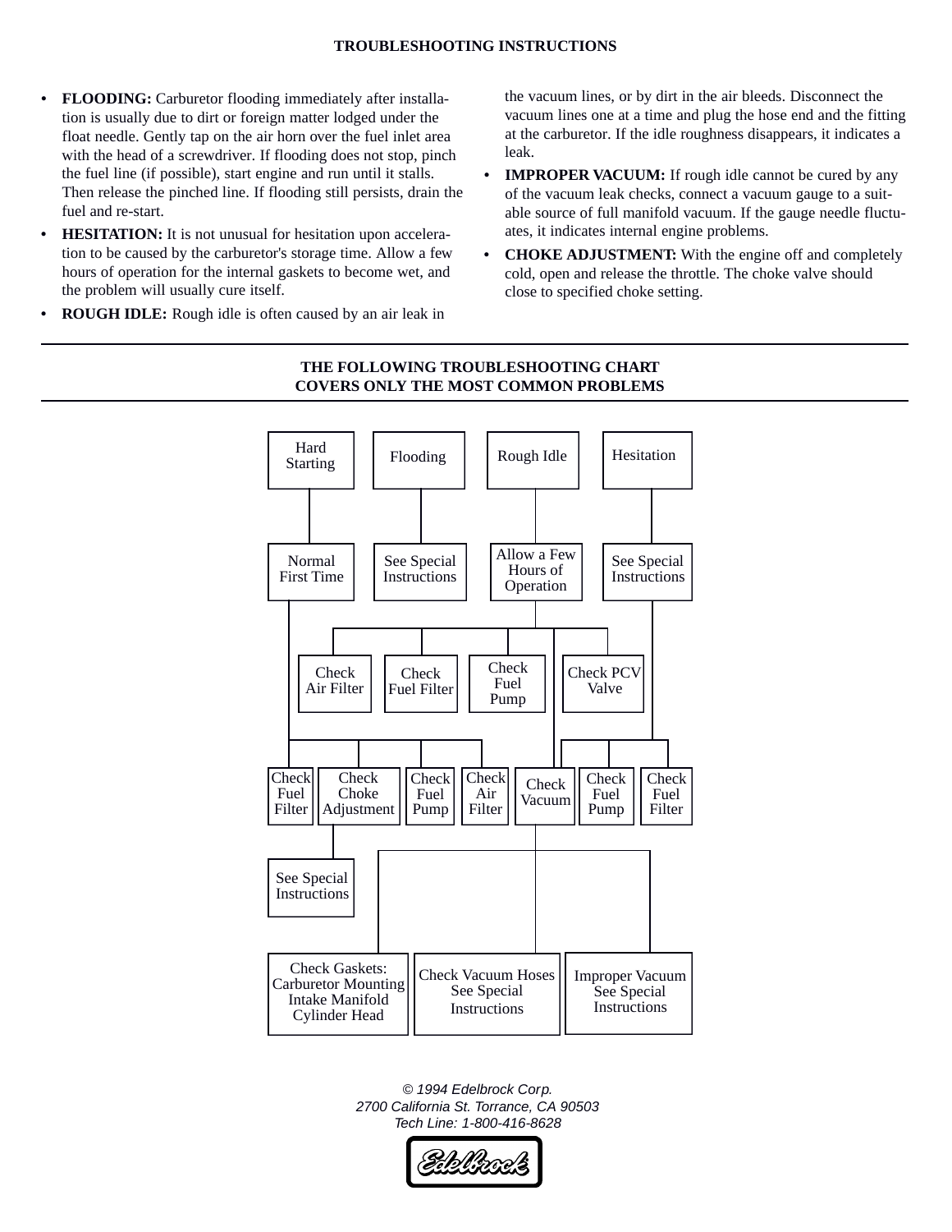## TROUBLESHOOTING INSTRUCTIONS

- **FLOODING:** Carburetor flooding immediately after installation is usually due to dirt or foreign matter lodged under the float needle. Gently tap on the air horn over the fuel inlet area with the head of a screwdriver. If flooding does not stop, pinch the fuel line (if possible), start engine and run until it stalls. Then release the pinched line. If flooding still persists, drain the fuel and re-start.
- **HESITATION:** It is not unusual for hesitation upon acceleration to be caused by the carburetor's storage time. Allow a few hours of operation for the internal gaskets to become wet, and the problem will usually cure itself.
- **ROUGH IDLE:** Rough idle is often caused by an air leak in the vacuum lines, or by dirt in the air bleeds. Disconnect the vacuum lines one at a time and plug the hose end and the fitting at the carburetor. If the idle roughness disappears, it indicates a leak.
- **IMPROPER VACUUM:** If rough idle cannot be cured by any of the vacuum leak checks, connect a vacuum gauge to a suitable source of full manifold vacuum. If the gauge needle fluctuates, it indicates internal engine problems.
- **CHOKE ADJUSTMENT:** With the engine off and completely cold, open and release the throttle. The choke valve should close to specified choke setting.

**THE FOLLOWING TROUBLESHOOTING CHART COVERS ONLY THE MOST COMMON PROBLEMS**

Hard Starting

Flooding

Rough Idle

Hesitation

Normal First Time

See Special Instructions

Allow a Few Hours of Operation

See Special Instructions

Check Air Filter

Check Fuel Filter

Check Fuel Pump

Check PCV Valve

Check Fuel Filter

Check Choke Adjustment

Check Fuel Pump

Check Air Filter

Check Vacuum

Check Fuel Pump

Check Fuel Filter

See Special Instructions

Check Gaskets: Carburetor Mounting Intake Manifold Cylinder Head

Check Vacuum Hoses See Special Instructions

Improper Vacuum See Special Instructions

*© 1994 Edelbrock Corp.*
*2700 California St. Torrance, CA 90503*
*Tech Line: 1-800-416-8628*

Edelbrock